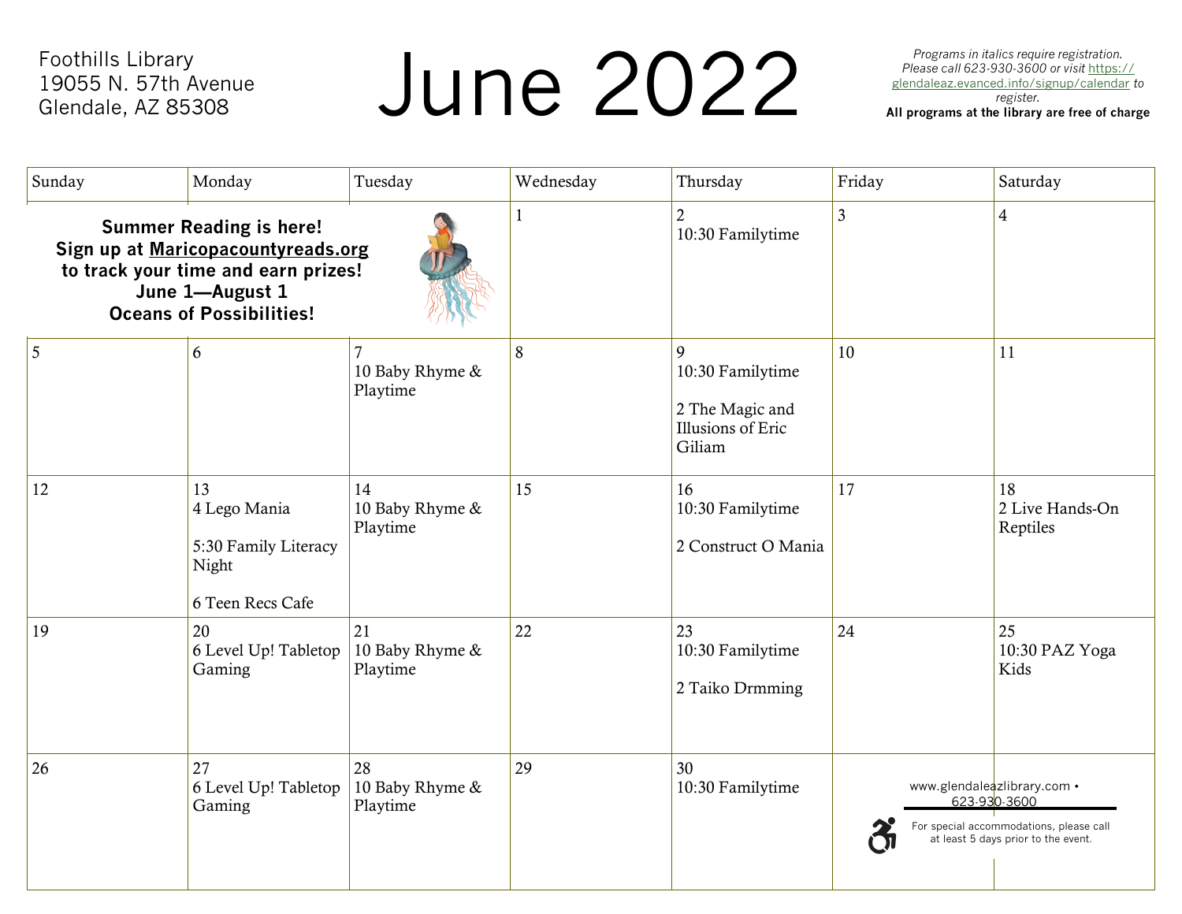Foothills Library
19055 N. 57th Avenue
Glendale, AZ 85308

# June 2022

*Programs in italics require registration. Please call 623-930-3600 or visit https://glendaleaz.evanced.info/signup/calendar to register.*

**All programs at the library are free of charge**

| Sunday | Monday | Tuesday | Wednesday | Thursday | Friday | Saturday |
|---|---|---|---|---|---|---|
| **Summer Reading is here! Sign up at Maricopacountyreads.org to track your time and earn prizes! June 1—August 1 Oceans of Possibilities!** | | | 1 | 2<br>10:30 Familytime | 3 | 4 |
| 5 | 6 | 7<br>10 Baby Rhyme & Playtime | 8 | 9<br>10:30 Familytime<br><br>2 The Magic and Illusions of Eric Giliam | 10 | 11 |
| 12 | 13<br>4 Lego Mania<br><br>5:30 Family Literacy Night<br><br>6 Teen Recs Cafe | 14<br>10 Baby Rhyme & Playtime | 15 | 16<br>10:30 Familytime<br><br>2 Construct O Mania | 17 | 18<br>2 Live Hands-On Reptiles |
| 19 | 20<br>6 Level Up! Tabletop Gaming | 21<br>10 Baby Rhyme & Playtime | 22 | 23<br>10:30 Familytime<br><br>2 Taiko Drmming | 24 | 25<br>10:30 PAZ Yoga Kids |
| 26 | 27<br>6 Level Up! Tabletop Gaming | 28<br>10 Baby Rhyme & Playtime | 29 | 30<br>10:30 Familytime | www.glendaleazlibrary.com • 623-930-3600<br><br>For special accommodations, please call at least 5 days prior to the event. | |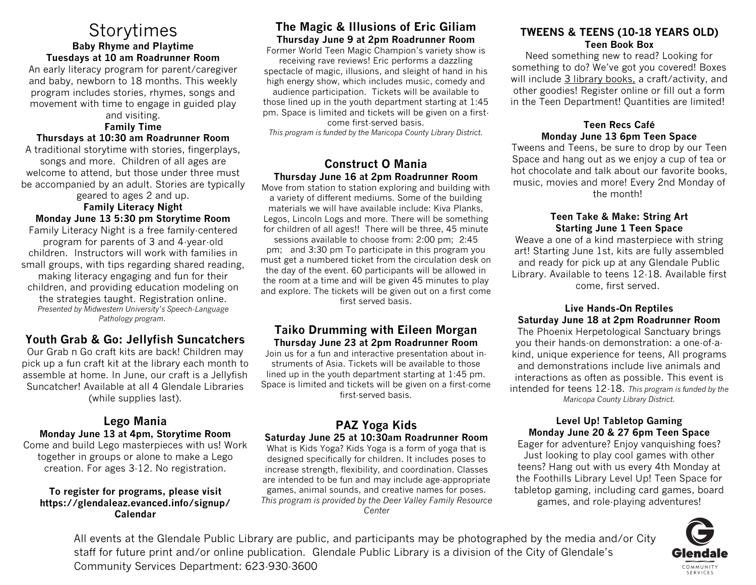# Storytimes

**Baby Rhyme and Playtime**
**Tuesdays at 10 am Roadrunner Room**

An early literacy program for parent/caregiver and baby, newborn to 18 months. This weekly program includes stories, rhymes, songs and movement with time to engage in guided play and visiting.

**Family Time**
**Thursdays at 10:30 am Roadrunner Room**

A traditional storytime with stories, fingerplays, songs and more. Children of all ages are welcome to attend, but those under three must be accompanied by an adult. Stories are typically geared to ages 2 and up.

**Family Literacy Night**
**Monday June 13 5:30 pm Storytime Room**

Family Literacy Night is a free family-centered program for parents of 3 and 4-year-old children. Instructors will work with families in small groups, with tips regarding shared reading, making literacy engaging and fun for their children, and providing education modeling on the strategies taught. Registration online.

*Presented by Midwestern University's Speech-Language Pathology program.*

## Youth Grab & Go: Jellyfish Suncatchers

Our Grab n Go craft kits are back! Children may pick up a fun craft kit at the library each month to assemble at home. In June, our craft is a Jellyfish Suncatcher! Available at all 4 Glendale Libraries (while supplies last).

## Lego Mania

**Monday June 13 at 4pm, Storytime Room**

Come and build Lego masterpieces with us! Work together in groups or alone to make a Lego creation. For ages 3-12. No registration.

**To register for programs, please visit https://glendaleaz.evanced.info/signup/ Calendar**

## The Magic & Illusions of Eric Giliam

**Thursday June 9 at 2pm Roadrunner Room**

Former World Teen Magic Champion's variety show is receiving rave reviews! Eric performs a dazzling spectacle of magic, illusions, and sleight of hand in his high energy show, which includes music, comedy and audience participation. Tickets will be available to those lined up in the youth department starting at 1:45 pm. Space is limited and tickets will be given on a first-come first-served basis.

*This program is funded by the Maricopa County Library District.*

## Construct O Mania

**Thursday June 16 at 2pm Roadrunner Room**

Move from station to station exploring and building with a variety of different mediums. Some of the building materials we will have available include: Kiva Planks, Legos, Lincoln Logs and more. There will be something for children of all ages!! There will be three, 45 minute sessions available to choose from: 2:00 pm; 2:45 pm; and 3:30 pm To participate in this program you must get a numbered ticket from the circulation desk on the day of the event. 60 participants will be allowed in the room at a time and will be given 45 minutes to play and explore. The tickets will be given out on a first come first served basis.

## Taiko Drumming with Eileen Morgan

**Thursday June 23 at 2pm Roadrunner Room**

Join us for a fun and interactive presentation about instruments of Asia. Tickets will be available to those lined up in the youth department starting at 1:45 pm. Space is limited and tickets will be given on a first-come first-served basis.

## PAZ Yoga Kids

**Saturday June 25 at 10:30am Roadrunner Room**

What is Kids Yoga? Kids Yoga is a form of yoga that is designed specifically for children. It includes poses to increase strength, flexibility, and coordination. Classes are intended to be fun and may include age-appropriate games, animal sounds, and creative names for poses.

*This program is provided by the Deer Valley Family Resource Center*

## TWEENS & TEENS (10-18 YEARS OLD)

**Teen Book Box**

Need something new to read? Looking for something to do? We've got you covered! Boxes will include 3 library books, a craft/activity, and other goodies! Register online or fill out a form in the Teen Department! Quantities are limited!

**Teen Recs Café**
**Monday June 13 6pm Teen Space**

Tweens and Teens, be sure to drop by our Teen Space and hang out as we enjoy a cup of tea or hot chocolate and talk about our favorite books, music, movies and more! Every 2nd Monday of the month!

**Teen Take & Make: String Art**
**Starting June 1 Teen Space**

Weave a one of a kind masterpiece with string art! Starting June 1st, kits are fully assembled and ready for pick up at any Glendale Public Library. Available to teens 12-18. Available first come, first served.

**Live Hands-On Reptiles**
**Saturday June 18 at 2pm Roadrunner Room**

The Phoenix Herpetological Sanctuary brings you their hands-on demonstration: a one-of-a-kind, unique experience for teens, All programs and demonstrations include live animals and interactions as often as possible. This event is intended for teens 12-18. *This program is funded by the Maricopa County Library District.*

**Level Up! Tabletop Gaming**
**Monday June 20 & 27 6pm Teen Space**

Eager for adventure? Enjoy vanquishing foes? Just looking to play cool games with other teens? Hang out with us every 4th Monday at the Foothills Library Level Up! Teen Space for tabletop gaming, including card games, board games, and role-playing adventures!

All events at the Glendale Public Library are public, and participants may be photographed by the media and/or City staff for future print and/or online publication. Glendale Public Library is a division of the City of Glendale's Community Services Department: 623-930-3600

Glendale
COMMUNITY SERVICES